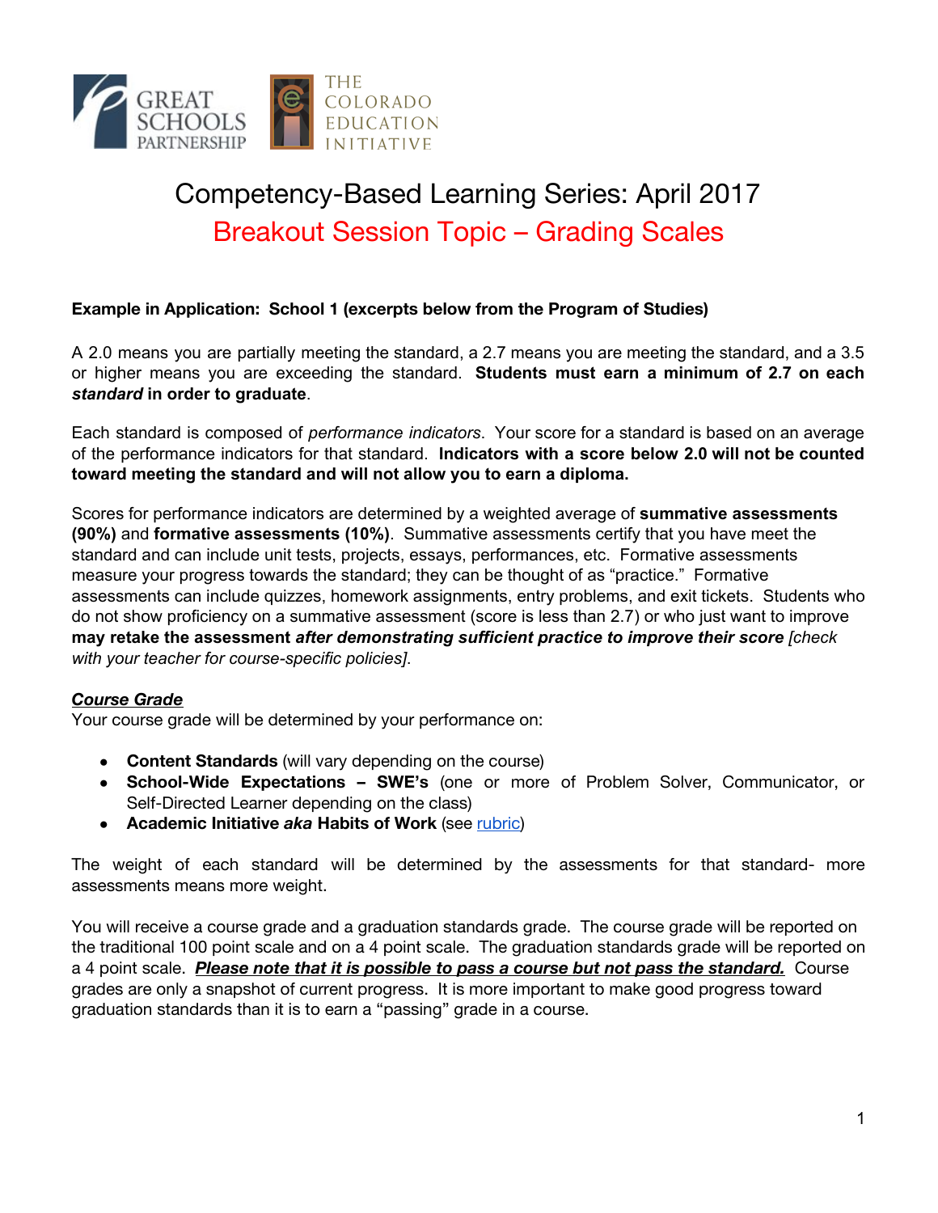# Competency-Based Learning Series: April 2017

## Breakout Session Topic – Grading Scales

**Example in Application: School 1 (excerpts below from the Program of Studies)**

A 2.0 means you are partially meeting the standard, a 2.7 means you are meeting the standard, and a 3.5 or higher means you are exceeding the standard. **Students must earn a minimum of 2.7 on each *standard* in order to graduate**.

Each standard is composed of *performance indicators*. Your score for a standard is based on an average of the performance indicators for that standard. **Indicators with a score below 2.0 will not be counted toward meeting the standard and will not allow you to earn a diploma.**

Scores for performance indicators are determined by a weighted average of **summative assessments (90%)** and **formative assessments (10%)**. Summative assessments certify that you have meet the standard and can include unit tests, projects, essays, performances, etc. Formative assessments measure your progress towards the standard; they can be thought of as "practice." Formative assessments can include quizzes, homework assignments, entry problems, and exit tickets. Students who do not show proficiency on a summative assessment (score is less than 2.7) or who just want to improve **may retake the assessment *after demonstrating sufficient practice to improve their score*** *[check with your teacher for course-specific policies]*.

***Course Grade***

Your course grade will be determined by your performance on:

- **Content Standards** (will vary depending on the course)
- **School-Wide Expectations – SWE's** (one or more of Problem Solver, Communicator, or Self-Directed Learner depending on the class)
- **Academic Initiative *aka* Habits of Work** (see rubric)

The weight of each standard will be determined by the assessments for that standard- more assessments means more weight.

You will receive a course grade and a graduation standards grade. The course grade will be reported on the traditional 100 point scale and on a 4 point scale. The graduation standards grade will be reported on a 4 point scale. ***Please note that it is possible to pass a course but not pass the standard.*** Course grades are only a snapshot of current progress. It is more important to make good progress toward graduation standards than it is to earn a "passing" grade in a course.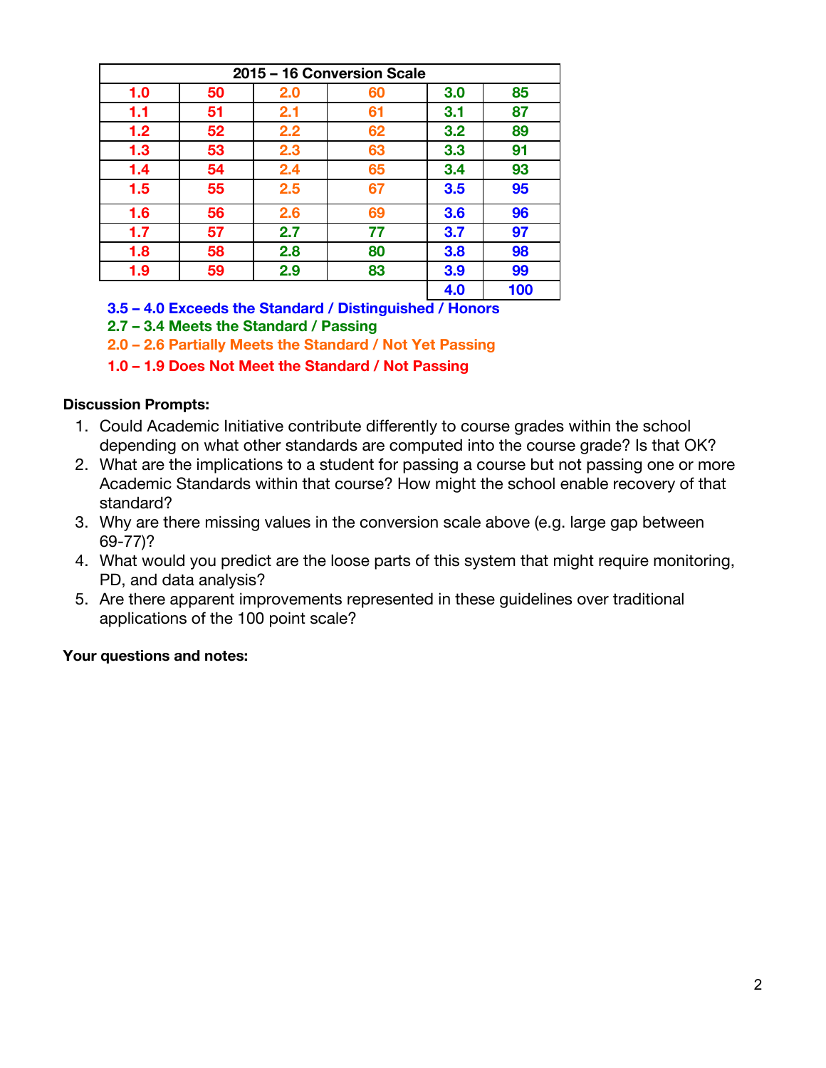| 2015 – 16 Conversion Scale | | | | | |
|---|---|---|---|---|---|
| 1.0 | 50 | 2.0 | 60 | 3.0 | 85 |
| 1.1 | 51 | 2.1 | 61 | 3.1 | 87 |
| 1.2 | 52 | 2.2 | 62 | 3.2 | 89 |
| 1.3 | 53 | 2.3 | 63 | 3.3 | 91 |
| 1.4 | 54 | 2.4 | 65 | 3.4 | 93 |
| 1.5 | 55 | 2.5 | 67 | 3.5 | 95 |
| 1.6 | 56 | 2.6 | 69 | 3.6 | 96 |
| 1.7 | 57 | 2.7 | 77 | 3.7 | 97 |
| 1.8 | 58 | 2.8 | 80 | 3.8 | 98 |
| 1.9 | 59 | 2.9 | 83 | 3.9 | 99 |
| | | | | 4.0 | 100 |

**3.5 – 4.0 Exceeds the Standard / Distinguished / Honors**
**2.7 – 3.4 Meets the Standard / Passing**
**2.0 – 2.6 Partially Meets the Standard / Not Yet Passing**
**1.0 – 1.9 Does Not Meet the Standard / Not Passing**

**Discussion Prompts:**

1. Could Academic Initiative contribute differently to course grades within the school depending on what other standards are computed into the course grade? Is that OK?
2. What are the implications to a student for passing a course but not passing one or more Academic Standards within that course? How might the school enable recovery of that standard?
3. Why are there missing values in the conversion scale above (e.g. large gap between 69-77)?
4. What would you predict are the loose parts of this system that might require monitoring, PD, and data analysis?
5. Are there apparent improvements represented in these guidelines over traditional applications of the 100 point scale?

**Your questions and notes:**